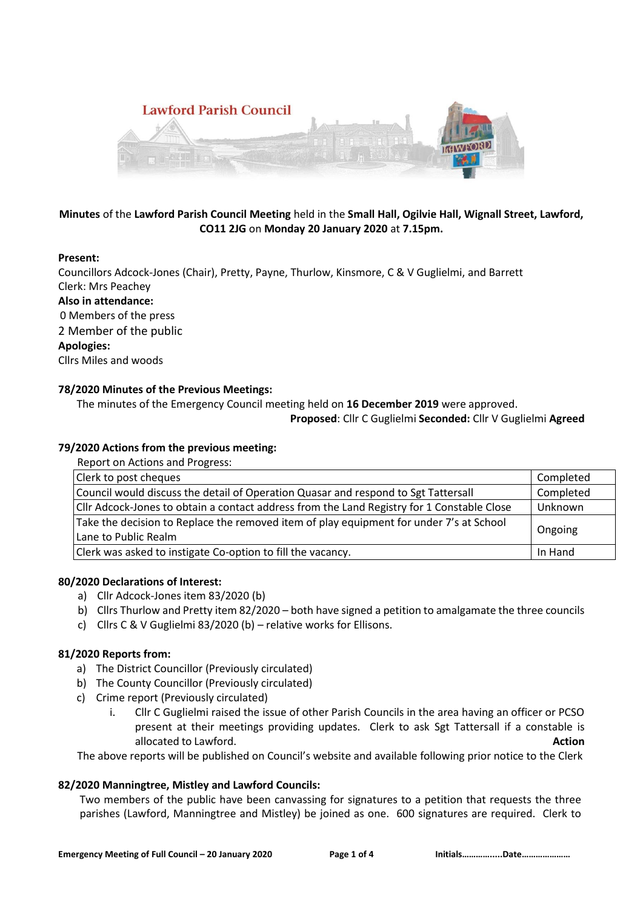Lawford Parish Council

**Minutes** of the **Lawford Parish Council Meeting** held in the **Small Hall, Ogilvie Hall, Wignall Street, Lawford, CO11 2JG** on **Monday 20 January 2020** at **7.15pm.**

**Present:**
Councillors Adcock-Jones (Chair), Pretty, Payne, Thurlow, Kinsmore, C & V Guglielmi, and Barrett
Clerk: Mrs Peachey

**Also in attendance:**
0 Members of the press
2 Member of the public

**Apologies:**
Cllrs Miles and woods

### 78/2020 Minutes of the Previous Meetings:

The minutes of the Emergency Council meeting held on **16 December 2019** were approved.

**Proposed**: Cllr C Guglielmi **Seconded:** Cllr V Guglielmi **Agreed**

### 79/2020 Actions from the previous meeting:

Report on Actions and Progress:

| | |
|---|---|
| Clerk to post cheques | Completed |
| Council would discuss the detail of Operation Quasar and respond to Sgt Tattersall | Completed |
| Cllr Adcock-Jones to obtain a contact address from the Land Registry for 1 Constable Close | Unknown |
| Take the decision to Replace the removed item of play equipment for under 7's at School Lane to Public Realm | Ongoing |
| Clerk was asked to instigate Co-option to fill the vacancy. | In Hand |

### 80/2020 Declarations of Interest:

a) Cllr Adcock-Jones item 83/2020 (b)
b) Cllrs Thurlow and Pretty item 82/2020 – both have signed a petition to amalgamate the three councils
c) Cllrs C & V Guglielmi 83/2020 (b) – relative works for Ellisons.

### 81/2020 Reports from:

a) The District Councillor (Previously circulated)
b) The County Councillor (Previously circulated)
c) Crime report (Previously circulated)
   i. Cllr C Guglielmi raised the issue of other Parish Councils in the area having an officer or PCSO present at their meetings providing updates. Clerk to ask Sgt Tattersall if a constable is allocated to Lawford. **Action**

The above reports will be published on Council's website and available following prior notice to the Clerk

### 82/2020 Manningtree, Mistley and Lawford Councils:

Two members of the public have been canvassing for signatures to a petition that requests the three parishes (Lawford, Manningtree and Mistley) be joined as one. 600 signatures are required. Clerk to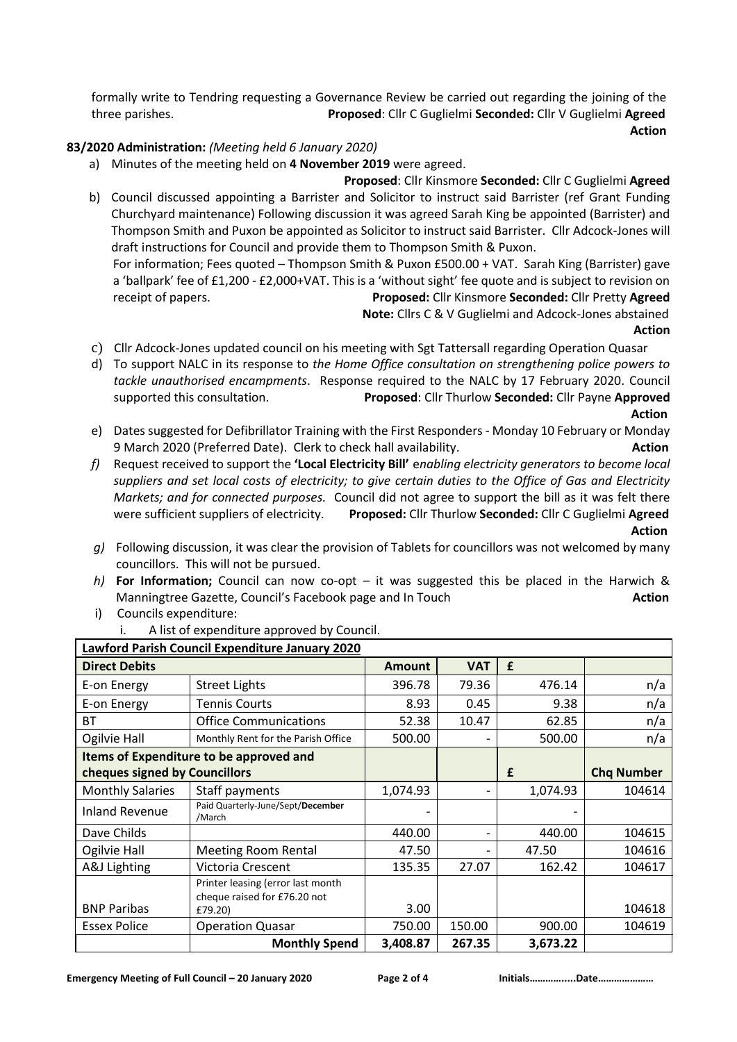formally write to Tendring requesting a Governance Review be carried out regarding the joining of the three parishes. **Proposed**: Cllr C Guglielmi **Seconded:** Cllr V Guglielmi **Agreed** **Action**

**83/2020 Administration:** *(Meeting held 6 January 2020)*

a) Minutes of the meeting held on **4 November 2019** were agreed.
**Proposed**: Cllr Kinsmore **Seconded:** Cllr C Guglielmi **Agreed**

b) Council discussed appointing a Barrister and Solicitor to instruct said Barrister (ref Grant Funding Churchyard maintenance) Following discussion it was agreed Sarah King be appointed (Barrister) and Thompson Smith and Puxon be appointed as Solicitor to instruct said Barrister. Cllr Adcock-Jones will draft instructions for Council and provide them to Thompson Smith & Puxon.
For information; Fees quoted – Thompson Smith & Puxon £500.00 + VAT. Sarah King (Barrister) gave a 'ballpark' fee of £1,200 - £2,000+VAT. This is a 'without sight' fee quote and is subject to revision on receipt of papers. **Proposed:** Cllr Kinsmore **Seconded:** Cllr Pretty **Agreed**
**Note:** Cllrs C & V Guglielmi and Adcock-Jones abstained
**Action**

c) Cllr Adcock-Jones updated council on his meeting with Sgt Tattersall regarding Operation Quasar

d) To support NALC in its response to *the Home Office consultation on strengthening police powers to tackle unauthorised encampments*. Response required to the NALC by 17 February 2020. Council supported this consultation. **Proposed**: Cllr Thurlow **Seconded:** Cllr Payne **Approved** **Action**

e) Dates suggested for Defibrillator Training with the First Responders - Monday 10 February or Monday 9 March 2020 (Preferred Date). Clerk to check hall availability. **Action**

*f)* Request received to support the **'Local Electricity Bill'** e*nabling electricity generators to become local suppliers and set local costs of electricity; to give certain duties to the Office of Gas and Electricity Markets; and for connected purposes.* Council did not agree to support the bill as it was felt there were sufficient suppliers of electricity. **Proposed:** Cllr Thurlow **Seconded:** Cllr C Guglielmi **Agreed** **Action**

*g)* Following discussion, it was clear the provision of Tablets for councillors was not welcomed by many councillors. This will not be pursued.

*h)* **For Information;** Council can now co-opt – it was suggested this be placed in the Harwich & Manningtree Gazette, Council's Facebook page and In Touch **Action**

i) Councils expenditure:
   i. A list of expenditure approved by Council.

| **Lawford Parish Council Expenditure January 2020** | | | | | |
|---|---|---|---|---|---|
| **Direct Debits** | | **Amount** | **VAT** | **£** | |
| E-on Energy | Street Lights | 396.78 | 79.36 | 476.14 | n/a |
| E-on Energy | Tennis Courts | 8.93 | 0.45 | 9.38 | n/a |
| BT | Office Communications | 52.38 | 10.47 | 62.85 | n/a |
| Ogilvie Hall | Monthly Rent for the Parish Office | 500.00 | - | 500.00 | n/a |
| **Items of Expenditure to be approved and cheques signed by Councillors** | | | | **£** | **Chq Number** |
| Monthly Salaries | Staff payments | 1,074.93 | - | 1,074.93 | 104614 |
| Inland Revenue | Paid Quarterly-June/Sept/**December**/March | - | | - | |
| Dave Childs | | 440.00 | - | 440.00 | 104615 |
| Ogilvie Hall | Meeting Room Rental | 47.50 | - | 47.50 | 104616 |
| A&J Lighting | Victoria Crescent | 135.35 | 27.07 | 162.42 | 104617 |
| BNP Paribas | Printer leasing (error last month cheque raised for £76.20 not £79.20) | 3.00 | | | 104618 |
| Essex Police | Operation Quasar | 750.00 | 150.00 | 900.00 | 104619 |
| | **Monthly Spend** | **3,408.87** | **267.35** | **3,673.22** | |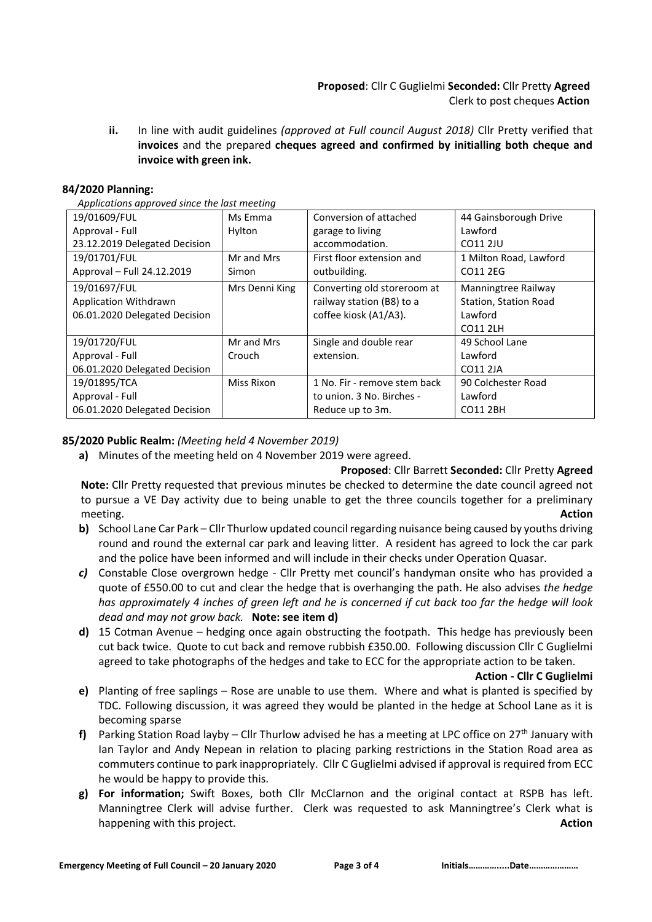**Proposed**: Cllr C Guglielmi **Seconded:** Cllr Pretty **Agreed**
Clerk to post cheques **Action**

**ii.** In line with audit guidelines *(approved at Full council August 2018)* Cllr Pretty verified that **invoices** and the prepared **cheques agreed and confirmed by initialling both cheque and invoice with green ink.**

**84/2020 Planning:**

*Applications approved since the last meeting*

| | | | |
|---|---|---|---|
| 19/01609/FUL<br>Approval - Full<br>23.12.2019 Delegated Decision | Ms Emma Hylton | Conversion of attached garage to living accommodation. | 44 Gainsborough Drive<br>Lawford<br>CO11 2JU |
| 19/01701/FUL<br>Approval – Full 24.12.2019 | Mr and Mrs Simon | First floor extension and outbuilding. | 1 Milton Road, Lawford<br>CO11 2EG |
| 19/01697/FUL<br>Application Withdrawn<br>06.01.2020 Delegated Decision | Mrs Denni King | Converting old storeroom at railway station (B8) to a coffee kiosk (A1/A3). | Manningtree Railway Station, Station Road<br>Lawford<br>CO11 2LH |
| 19/01720/FUL<br>Approval - Full<br>06.01.2020 Delegated Decision | Mr and Mrs Crouch | Single and double rear extension. | 49 School Lane<br>Lawford<br>CO11 2JA |
| 19/01895/TCA<br>Approval - Full<br>06.01.2020 Delegated Decision | Miss Rixon | 1 No. Fir - remove stem back to union. 3 No. Birches - Reduce up to 3m. | 90 Colchester Road<br>Lawford<br>CO11 2BH |

**85/2020 Public Realm:** *(Meeting held 4 November 2019)*

**a)** Minutes of the meeting held on 4 November 2019 were agreed.

**Proposed**: Cllr Barrett **Seconded:** Cllr Pretty **Agreed**

**Note:** Cllr Pretty requested that previous minutes be checked to determine the date council agreed not to pursue a VE Day activity due to being unable to get the three councils together for a preliminary meeting. **Action**

**b)** School Lane Car Park – Cllr Thurlow updated council regarding nuisance being caused by youths driving round and round the external car park and leaving litter. A resident has agreed to lock the car park and the police have been informed and will include in their checks under Operation Quasar.

***c)*** Constable Close overgrown hedge - Cllr Pretty met council's handyman onsite who has provided a quote of £550.00 to cut and clear the hedge that is overhanging the path. He also advises *the hedge has approximately 4 inches of green left and he is concerned if cut back too far the hedge will look dead and may not grow back.* **Note: see item d)**

**d)** 15 Cotman Avenue – hedging once again obstructing the footpath. This hedge has previously been cut back twice. Quote to cut back and remove rubbish £350.00. Following discussion Cllr C Guglielmi agreed to take photographs of the hedges and take to ECC for the appropriate action to be taken.

**Action - Cllr C Guglielmi**

**e)** Planting of free saplings – Rose are unable to use them. Where and what is planted is specified by TDC. Following discussion, it was agreed they would be planted in the hedge at School Lane as it is becoming sparse

**f)** Parking Station Road layby – Cllr Thurlow advised he has a meeting at LPC office on 27th January with Ian Taylor and Andy Nepean in relation to placing parking restrictions in the Station Road area as commuters continue to park inappropriately. Cllr C Guglielmi advised if approval is required from ECC he would be happy to provide this.

**g) For information;** Swift Boxes, both Cllr McClarnon and the original contact at RSPB has left. Manningtree Clerk will advise further. Clerk was requested to ask Manningtree's Clerk what is happening with this project. **Action**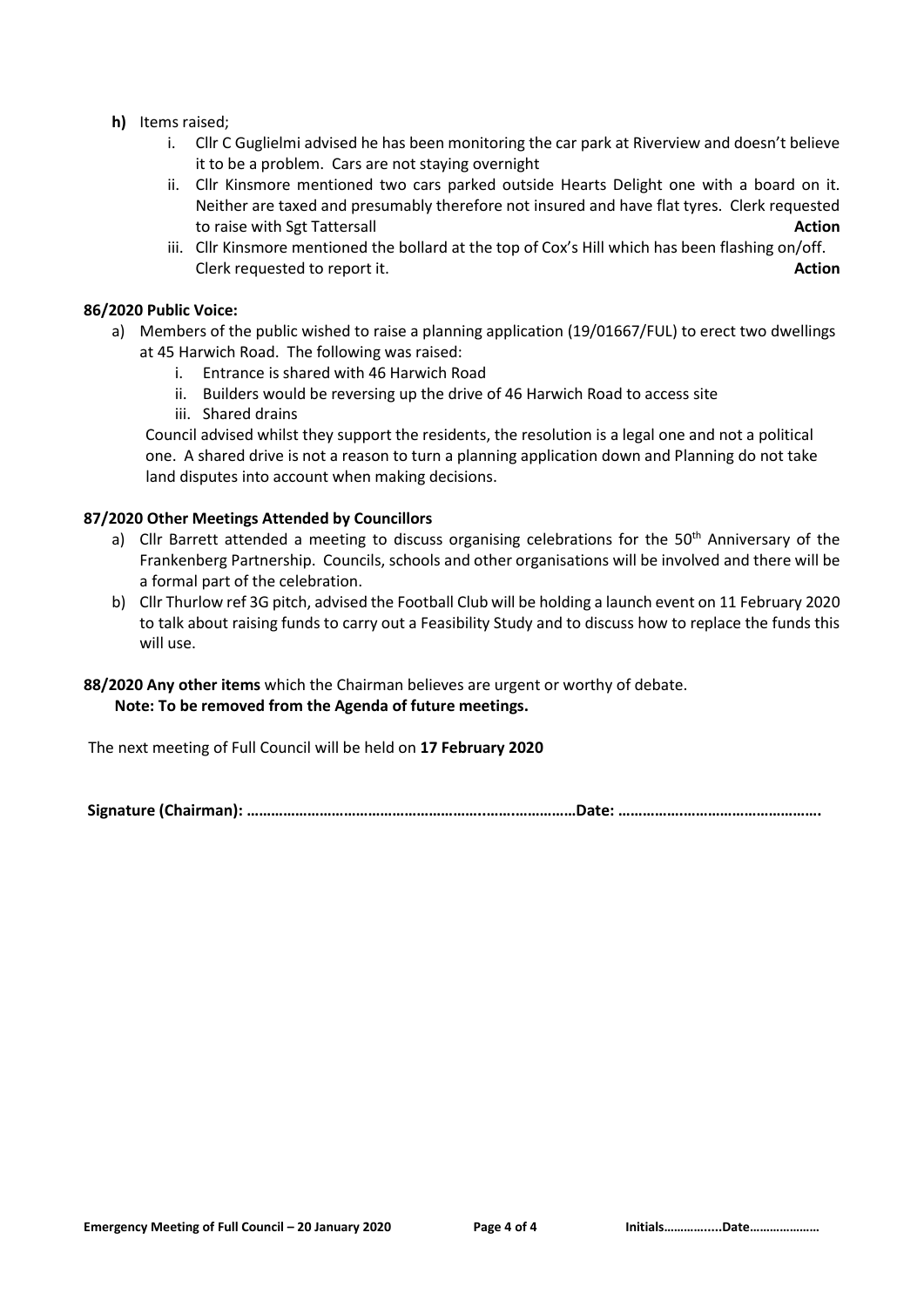**h)** Items raised;

i. Cllr C Guglielmi advised he has been monitoring the car park at Riverview and doesn't believe it to be a problem. Cars are not staying overnight

ii. Cllr Kinsmore mentioned two cars parked outside Hearts Delight one with a board on it. Neither are taxed and presumably therefore not insured and have flat tyres. Clerk requested to raise with Sgt Tattersall **Action**

iii. Cllr Kinsmore mentioned the bollard at the top of Cox's Hill which has been flashing on/off. Clerk requested to report it. **Action**

**86/2020 Public Voice:**

a) Members of the public wished to raise a planning application (19/01667/FUL) to erect two dwellings at 45 Harwich Road. The following was raised:

   i. Entrance is shared with 46 Harwich Road
   ii. Builders would be reversing up the drive of 46 Harwich Road to access site
   iii. Shared drains

   Council advised whilst they support the residents, the resolution is a legal one and not a political one. A shared drive is not a reason to turn a planning application down and Planning do not take land disputes into account when making decisions.

**87/2020 Other Meetings Attended by Councillors**

a) Cllr Barrett attended a meeting to discuss organising celebrations for the 50th Anniversary of the Frankenberg Partnership. Councils, schools and other organisations will be involved and there will be a formal part of the celebration.

b) Cllr Thurlow ref 3G pitch, advised the Football Club will be holding a launch event on 11 February 2020 to talk about raising funds to carry out a Feasibility Study and to discuss how to replace the funds this will use.

**88/2020 Any other items** which the Chairman believes are urgent or worthy of debate.
**Note: To be removed from the Agenda of future meetings.**

The next meeting of Full Council will be held on **17 February 2020**

**Signature (Chairman): ……………………………………………………..……………………Date: ………………………………………….**